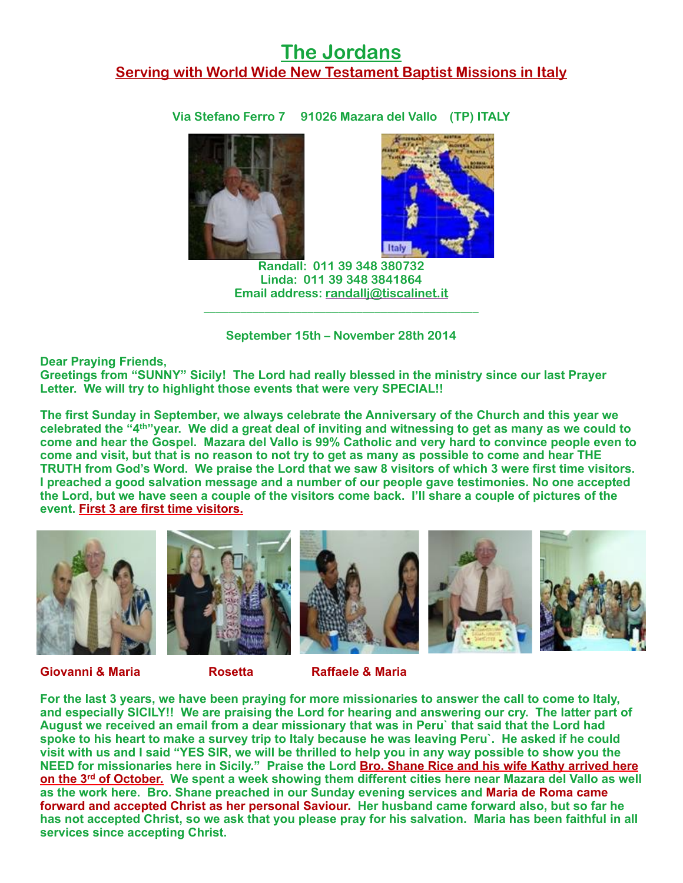# The Jordans

## Serving with World Wide New Testament Baptist Missions in Italy

**Via Stefano Ferro 7 91026 Mazara del Vallo (TP) ITALY**

**Randall: 011 39 348 380732**
**Linda: 011 39 348 3841864**
**Email address: randallj@tiscalinet.it**

---

**September 15th – November 28th 2014**

**Dear Praying Friends,**
**Greetings from "SUNNY" Sicily! The Lord had really blessed in the ministry since our last Prayer Letter. We will try to highlight those events that were very SPECIAL!!**

**The first Sunday in September, we always celebrate the Anniversary of the Church and this year we celebrated the "4th" year. We did a great deal of inviting and witnessing to get as many as we could to come and hear the Gospel. Mazara del Vallo is 99% Catholic and very hard to convince people even to come and visit, but that is no reason to not try to get as many as possible to come and hear THE TRUTH from God's Word. We praise the Lord that we saw 8 visitors of which 3 were first time visitors. I preached a good salvation message and a number of our people gave testimonies. No one accepted the Lord, but we have seen a couple of the visitors come back. I'll share a couple of pictures of the event. First 3 are first time visitors.**

**Giovanni & Maria** **Rosetta** **Raffaele & Maria**

**For the last 3 years, we have been praying for more missionaries to answer the call to come to Italy, and especially SICILY!! We are praising the Lord for hearing and answering our cry. The latter part of August we received an email from a dear missionary that was in Peru` that said that the Lord had spoke to his heart to make a survey trip to Italy because he was leaving Peru`. He asked if he could visit with us and I said "YES SIR, we will be thrilled to help you in any way possible to show you the NEED for missionaries here in Sicily." Praise the Lord Bro. Shane Rice and his wife Kathy arrived here on the 3rd of October. We spent a week showing them different cities here near Mazara del Vallo as well as the work here. Bro. Shane preached in our Sunday evening services and Maria de Roma came forward and accepted Christ as her personal Saviour. Her husband came forward also, but so far he has not accepted Christ, so we ask that you please pray for his salvation. Maria has been faithful in all services since accepting Christ.**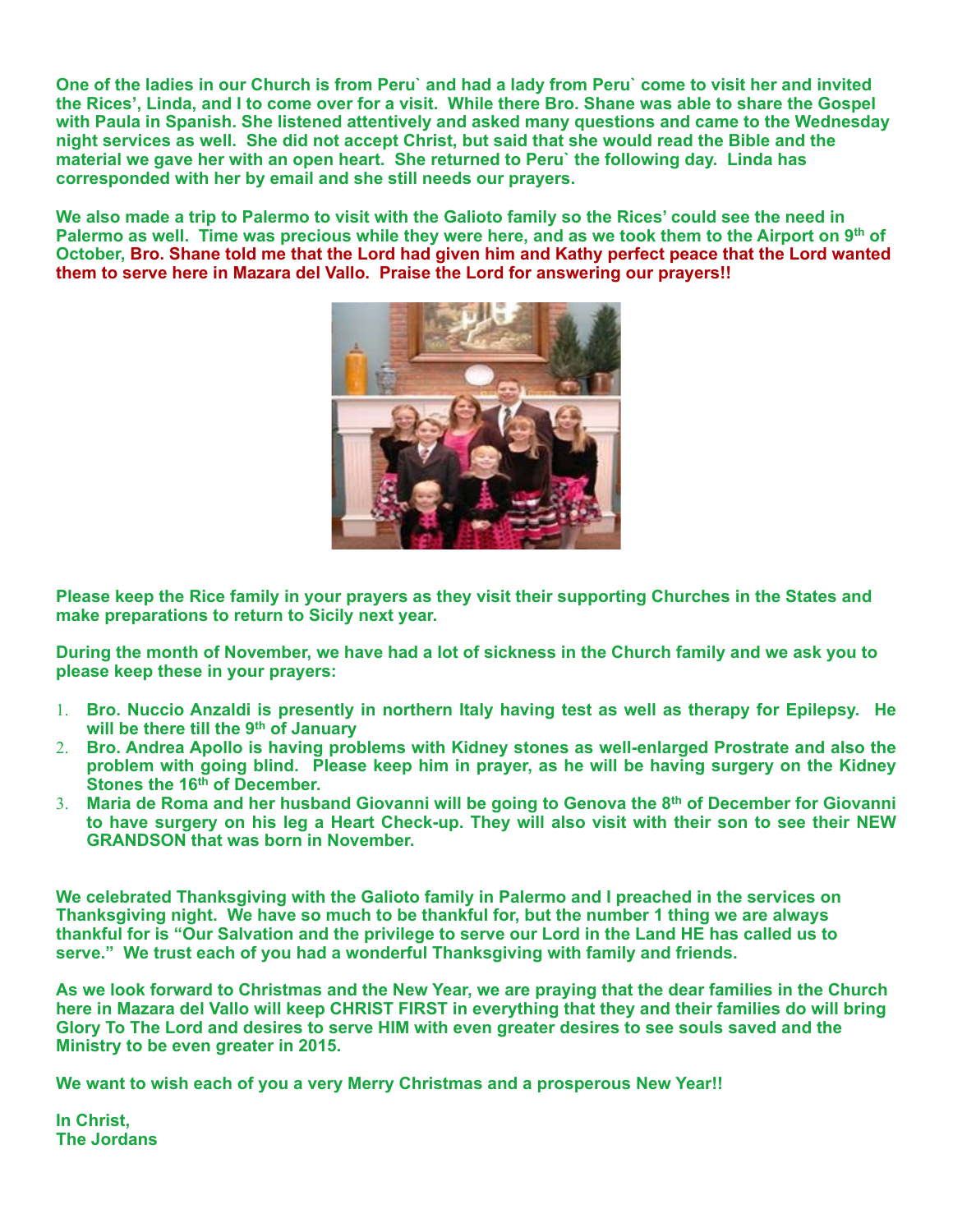**One of the ladies in our Church is from Peru` and had a lady from Peru` come to visit her and invited the Rices', Linda, and I to come over for a visit. While there Bro. Shane was able to share the Gospel with Paula in Spanish. She listened attentively and asked many questions and came to the Wednesday night services as well. She did not accept Christ, but said that she would read the Bible and the material we gave her with an open heart. She returned to Peru` the following day. Linda has corresponded with her by email and she still needs our prayers.**

**We also made a trip to Palermo to visit with the Galioto family so the Rices' could see the need in Palermo as well. Time was precious while they were here, and as we took them to the Airport on 9th of October, Bro. Shane told me that the Lord had given him and Kathy perfect peace that the Lord wanted them to serve here in Mazara del Vallo. Praise the Lord for answering our prayers!!**

**Please keep the Rice family in your prayers as they visit their supporting Churches in the States and make preparations to return to Sicily next year.**

**During the month of November, we have had a lot of sickness in the Church family and we ask you to please keep these in your prayers:**

1. **Bro. Nuccio Anzaldi is presently in northern Italy having test as well as therapy for Epilepsy. He will be there till the 9th of January**
2. **Bro. Andrea Apollo is having problems with Kidney stones as well-enlarged Prostrate and also the problem with going blind. Please keep him in prayer, as he will be having surgery on the Kidney Stones the 16th of December.**
3. **Maria de Roma and her husband Giovanni will be going to Genova the 8th of December for Giovanni to have surgery on his leg a Heart Check-up. They will also visit with their son to see their NEW GRANDSON that was born in November.**

**We celebrated Thanksgiving with the Galioto family in Palermo and I preached in the services on Thanksgiving night. We have so much to be thankful for, but the number 1 thing we are always thankful for is "Our Salvation and the privilege to serve our Lord in the Land HE has called us to serve." We trust each of you had a wonderful Thanksgiving with family and friends.**

**As we look forward to Christmas and the New Year, we are praying that the dear families in the Church here in Mazara del Vallo will keep CHRIST FIRST in everything that they and their families do will bring Glory To The Lord and desires to serve HIM with even greater desires to see souls saved and the Ministry to be even greater in 2015.**

**We want to wish each of you a very Merry Christmas and a prosperous New Year!!**

**In Christ,**
**The Jordans**